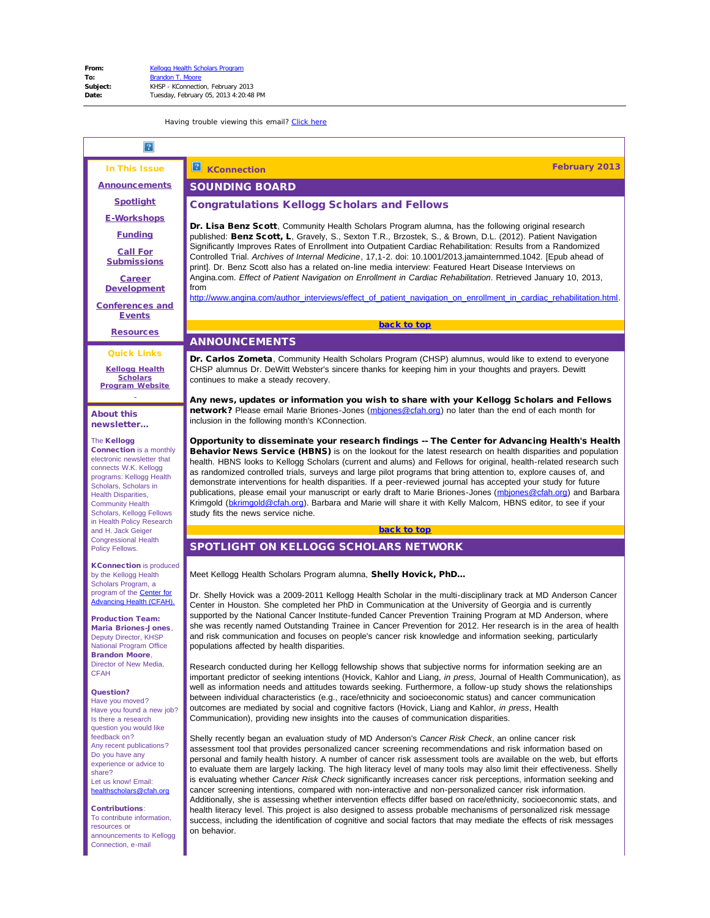**From:** Kellogg Health Scholars Program
**To:** Brandon T. Moore
**Subject:** KHSP - KConnection, February 2013
**Date:** Tuesday, February 05, 2013 4:20:48 PM

Having trouble viewing this email? Click here

**In This Issue**

Announcements

Spotlight

E-Workshops

Funding

Call For Submissions

Career Development

Conferences and Events

Resources

**Quick Links**

Kellogg Health Scholars Program Website

**About this newsletter...**

The **Kellogg Connection** is a monthly electronic newsletter that connects W.K. Kellogg programs: Kellogg Health Scholars, Scholars in Health Disparities, Community Health Scholars, Kellogg Fellows in Health Policy Research and H. Jack Geiger Congressional Health Policy Fellows.

**KConnection** is produced by the Kellogg Health Scholars Program, a program of the Center for Advancing Health (CFAH).

**Production Team:**
**Maria Briones-Jones**, Deputy Director, KHSP National Program Office
**Brandon Moore**, Director of New Media, CFAH

**Question?**
Have you moved?
Have you found a new job?
Is there a research question you would like feedback on?
Any recent publications?
Do you have any experience or advice to share?
Let us know! Email: healthscholars@cfah.org

**Contributions**:
To contribute information, resources or announcements to Kellogg Connection, e-mail

# KConnection

**February 2013**

## SOUNDING BOARD

### Congratulations Kellogg Scholars and Fellows

**Dr. Lisa Benz Scott**, Community Health Scholars Program alumna, has the following original research published: **Benz Scott, L**, Gravely, S., Sexton T.R., Brzostek, S., & Brown, D.L. (2012). Patient Navigation Significantly Improves Rates of Enrollment into Outpatient Cardiac Rehabilitation: Results from a Randomized Controlled Trial. *Archives of Internal Medicine*, 17,1-2. doi: 10.1001/2013.jamainternmed.1042. [Epub ahead of print]. Dr. Benz Scott also has a related on-line media interview: Featured Heart Disease Interviews on Angina.com. *Effect of Patient Navigation on Enrollment in Cardiac Rehabilitation*. Retrieved January 10, 2013, from http://www.angina.com/author_interviews/effect_of_patient_navigation_on_enrollment_in_cardiac_rehabilitation.html.

back to top

## ANNOUNCEMENTS

**Dr. Carlos Zometa**, Community Health Scholars Program (CHSP) alumnus, would like to extend to everyone CHSP alumnus Dr. DeWitt Webster's sincere thanks for keeping him in your thoughts and prayers. Dewitt continues to make a steady recovery.

**Any news, updates or information you wish to share with your Kellogg Scholars and Fellows network?** Please email Marie Briones-Jones (mbjones@cfah.org) no later than the end of each month for inclusion in the following month's KConnection.

**Opportunity to disseminate your research findings -- The Center for Advancing Health's Health Behavior News Service (HBNS)** is on the lookout for the latest research on health disparities and population health. HBNS looks to Kellogg Scholars (current and alums) and Fellows for original, health-related research such as randomized controlled trials, surveys and large pilot programs that bring attention to, explore causes of, and demonstrate interventions for health disparities. If a peer-reviewed journal has accepted your study for future publications, please email your manuscript or early draft to Marie Briones-Jones (mbjones@cfah.org) and Barbara Krimgold (bkrimgold@cfah.org). Barbara and Marie will share it with Kelly Malcom, HBNS editor, to see if your study fits the news service niche.

back to top

## SPOTLIGHT ON KELLOGG SCHOLARS NETWORK

Meet Kellogg Health Scholars Program alumna, **Shelly Hovick, PhD...**

Dr. Shelly Hovick was a 2009-2011 Kellogg Health Scholar in the multi-disciplinary track at MD Anderson Cancer Center in Houston. She completed her PhD in Communication at the University of Georgia and is currently supported by the National Cancer Institute-funded Cancer Prevention Training Program at MD Anderson, where she was recently named Outstanding Trainee in Cancer Prevention for 2012. Her research is in the area of health and risk communication and focuses on people's cancer risk knowledge and information seeking, particularly populations affected by health disparities.

Research conducted during her Kellogg fellowship shows that subjective norms for information seeking are an important predictor of seeking intentions (Hovick, Kahlor and Liang, *in press,* Journal of Health Communication), as well as information needs and attitudes towards seeking. Furthermore, a follow-up study shows the relationships between individual characteristics (e.g., race/ethnicity and socioeconomic status) and cancer communication outcomes are mediated by social and cognitive factors (Hovick, Liang and Kahlor, *in press*, Health Communication), providing new insights into the causes of communication disparities.

Shelly recently began an evaluation study of MD Anderson's *Cancer Risk Check*, an online cancer risk assessment tool that provides personalized cancer screening recommendations and risk information based on personal and family health history. A number of cancer risk assessment tools are available on the web, but efforts to evaluate them are largely lacking. The high literacy level of many tools may also limit their effectiveness. Shelly is evaluating whether *Cancer Risk Check* significantly increases cancer risk perceptions, information seeking and cancer screening intentions, compared with non-interactive and non-personalized cancer risk information. Additionally, she is assessing whether intervention effects differ based on race/ethnicity, socioeconomic stats, and health literacy level. This project is also designed to assess probable mechanisms of personalized risk message success, including the identification of cognitive and social factors that may mediate the effects of risk messages on behavior.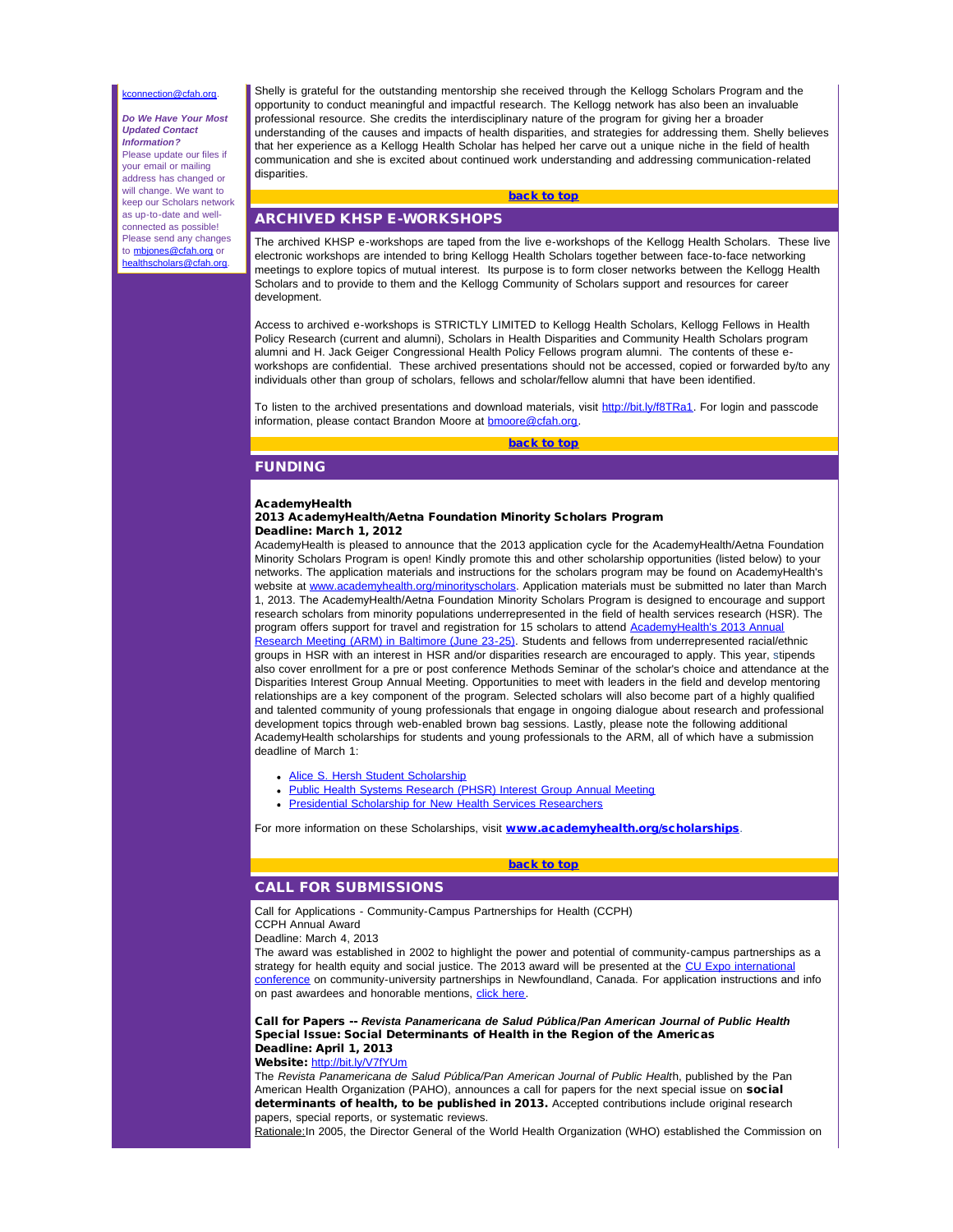kconnection@cfah.org.

***Do We Have Your Most Updated Contact Information?***
Please update our files if your email or mailing address has changed or will change. We want to keep our Scholars network as up-to-date and well-connected as possible! Please send any changes to mbjones@cfah.org or healthscholars@cfah.org.

Shelly is grateful for the outstanding mentorship she received through the Kellogg Scholars Program and the opportunity to conduct meaningful and impactful research. The Kellogg network has also been an invaluable professional resource. She credits the interdisciplinary nature of the program for giving her a broader understanding of the causes and impacts of health disparities, and strategies for addressing them. Shelly believes that her experience as a Kellogg Health Scholar has helped her carve out a unique niche in the field of health communication and she is excited about continued work understanding and addressing communication-related disparities.

**back to top**

## ARCHIVED KHSP E-WORKSHOPS

The archived KHSP e-workshops are taped from the live e-workshops of the Kellogg Health Scholars. These live electronic workshops are intended to bring Kellogg Health Scholars together between face-to-face networking meetings to explore topics of mutual interest. Its purpose is to form closer networks between the Kellogg Health Scholars and to provide to them and the Kellogg Community of Scholars support and resources for career development.

Access to archived e-workshops is STRICTLY LIMITED to Kellogg Health Scholars, Kellogg Fellows in Health Policy Research (current and alumni), Scholars in Health Disparities and Community Health Scholars program alumni and H. Jack Geiger Congressional Health Policy Fellows program alumni. The contents of these e-workshops are confidential. These archived presentations should not be accessed, copied or forwarded by/to any individuals other than group of scholars, fellows and scholar/fellow alumni that have been identified.

To listen to the archived presentations and download materials, visit http://bit.ly/f8TRa1. For login and passcode information, please contact Brandon Moore at bmoore@cfah.org.

**back to top**

## FUNDING

**AcademyHealth**
**2013 AcademyHealth/Aetna Foundation Minority Scholars Program**
**Deadline: March 1, 2012**
AcademyHealth is pleased to announce that the 2013 application cycle for the AcademyHealth/Aetna Foundation Minority Scholars Program is open! Kindly promote this and other scholarship opportunities (listed below) to your networks. The application materials and instructions for the scholars program may be found on AcademyHealth's website at www.academyhealth.org/minorityscholars. Application materials must be submitted no later than March 1, 2013. The AcademyHealth/Aetna Foundation Minority Scholars Program is designed to encourage and support research scholars from minority populations underrepresented in the field of health services research (HSR). The program offers support for travel and registration for 15 scholars to attend AcademyHealth's 2013 Annual Research Meeting (ARM) in Baltimore (June 23-25). Students and fellows from underrepresented racial/ethnic groups in HSR with an interest in HSR and/or disparities research are encouraged to apply. This year, stipends also cover enrollment for a pre or post conference Methods Seminar of the scholar's choice and attendance at the Disparities Interest Group Annual Meeting. Opportunities to meet with leaders in the field and develop mentoring relationships are a key component of the program. Selected scholars will also become part of a highly qualified and talented community of young professionals that engage in ongoing dialogue about research and professional development topics through web-enabled brown bag sessions. Lastly, please note the following additional AcademyHealth scholarships for students and young professionals to the ARM, all of which have a submission deadline of March 1:

- Alice S. Hersh Student Scholarship
- Public Health Systems Research (PHSR) Interest Group Annual Meeting
- Presidential Scholarship for New Health Services Researchers

For more information on these Scholarships, visit **www.academyhealth.org/scholarships**.

**back to top**

## CALL FOR SUBMISSIONS

Call for Applications - Community-Campus Partnerships for Health (CCPH)
CCPH Annual Award
Deadline: March 4, 2013
The award was established in 2002 to highlight the power and potential of community-campus partnerships as a strategy for health equity and social justice. The 2013 award will be presented at the CU Expo international conference on community-university partnerships in Newfoundland, Canada. For application instructions and info on past awardees and honorable mentions, click here.

**Call for Papers -- *Revista Panamericana de Salud Pública/Pan American Journal of Public Health***
**Special Issue: Social Determinants of Health in the Region of the Americas**
**Deadline: April 1, 2013**
**Website:** http://bit.ly/V7fYUm
The *Revista Panamericana de Salud Pública/Pan American Journal of Public Healt*h, published by the Pan American Health Organization (PAHO), announces a call for papers for the next special issue on **social determinants of health, to be published in 2013.** Accepted contributions include original research papers, special reports, or systematic reviews.
Rationale: In 2005, the Director General of the World Health Organization (WHO) established the Commission on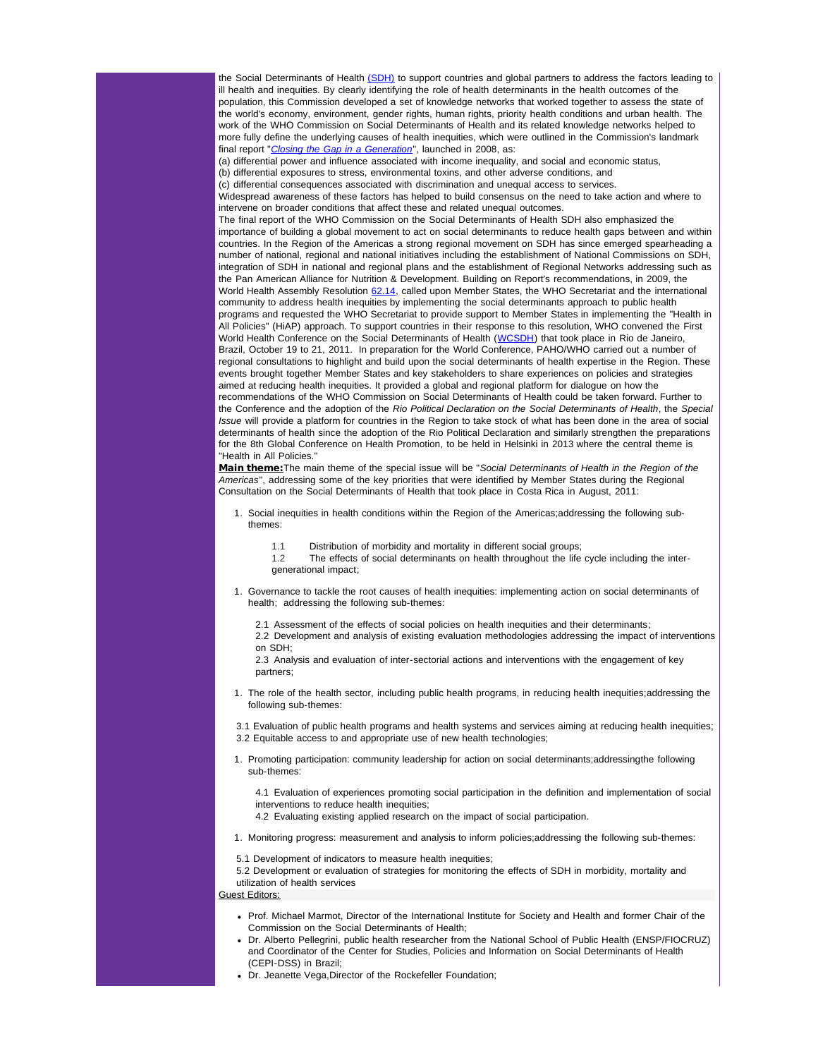the Social Determinants of Health (SDH) to support countries and global partners to address the factors leading to ill health and inequities. By clearly identifying the role of health determinants in the health outcomes of the population, this Commission developed a set of knowledge networks that worked together to assess the state of the world's economy, environment, gender rights, human rights, priority health conditions and urban health. The work of the WHO Commission on Social Determinants of Health and its related knowledge networks helped to more fully define the underlying causes of health inequities, which were outlined in the Commission's landmark final report "*Closing the Gap in a Generation*", launched in 2008, as:

(a) differential power and influence associated with income inequality, and social and economic status,
(b) differential exposures to stress, environmental toxins, and other adverse conditions, and
(c) differential consequences associated with discrimination and unequal access to services.

Widespread awareness of these factors has helped to build consensus on the need to take action and where to intervene on broader conditions that affect these and related unequal outcomes.

The final report of the WHO Commission on the Social Determinants of Health SDH also emphasized the importance of building a global movement to act on social determinants to reduce health gaps between and within countries. In the Region of the Americas a strong regional movement on SDH has since emerged spearheading a number of national, regional and national initiatives including the establishment of National Commissions on SDH, integration of SDH in national and regional plans and the establishment of Regional Networks addressing such as the Pan American Alliance for Nutrition & Development. Building on Report's recommendations, in 2009, the World Health Assembly Resolution 62.14, called upon Member States, the WHO Secretariat and the international community to address health inequities by implementing the social determinants approach to public health programs and requested the WHO Secretariat to provide support to Member States in implementing the "Health in All Policies" (HiAP) approach. To support countries in their response to this resolution, WHO convened the First World Health Conference on the Social Determinants of Health (WCSDH) that took place in Rio de Janeiro, Brazil, October 19 to 21, 2011. In preparation for the World Conference, PAHO/WHO carried out a number of regional consultations to highlight and build upon the social determinants of health expertise in the Region. These events brought together Member States and key stakeholders to share experiences on policies and strategies aimed at reducing health inequities. It provided a global and regional platform for dialogue on how the recommendations of the WHO Commission on Social Determinants of Health could be taken forward. Further to the Conference and the adoption of the *Rio Political Declaration on the Social Determinants of Health*, the *Special Issue* will provide a platform for countries in the Region to take stock of what has been done in the area of social determinants of health since the adoption of the Rio Political Declaration and similarly strengthen the preparations for the 8th Global Conference on Health Promotion, to be held in Helsinki in 2013 where the central theme is "Health in All Policies."

**Main theme:** The main theme of the special issue will be "*Social Determinants of Health in the Region of the Americas*", addressing some of the key priorities that were identified by Member States during the Regional Consultation on the Social Determinants of Health that took place in Costa Rica in August, 2011:

1. Social inequities in health conditions within the Region of the Americas; addressing the following sub-themes:

   1.1 Distribution of morbidity and mortality in different social groups;
   1.2 The effects of social determinants on health throughout the life cycle including the inter-generational impact;

1. Governance to tackle the root causes of health inequities: implementing action on social determinants of health; addressing the following sub-themes:

   2.1 Assessment of the effects of social policies on health inequities and their determinants;
   2.2 Development and analysis of existing evaluation methodologies addressing the impact of interventions on SDH;
   2.3 Analysis and evaluation of inter-sectorial actions and interventions with the engagement of key partners;

1. The role of the health sector, including public health programs, in reducing health inequities; addressing the following sub-themes:

   3.1 Evaluation of public health programs and health systems and services aiming at reducing health inequities;
   3.2 Equitable access to and appropriate use of new health technologies;

1. Promoting participation: community leadership for action on social determinants; addressingthe following sub-themes:

   4.1 Evaluation of experiences promoting social participation in the definition and implementation of social interventions to reduce health inequities;
   4.2 Evaluating existing applied research on the impact of social participation.

1. Monitoring progress: measurement and analysis to inform policies; addressing the following sub-themes:

   5.1 Development of indicators to measure health inequities;
   5.2 Development or evaluation of strategies for monitoring the effects of SDH in morbidity, mortality and utilization of health services

Guest Editors:

- Prof. Michael Marmot, Director of the International Institute for Society and Health and former Chair of the Commission on the Social Determinants of Health;
- Dr. Alberto Pellegrini, public health researcher from the National School of Public Health (ENSP/FIOCRUZ) and Coordinator of the Center for Studies, Policies and Information on Social Determinants of Health (CEPI-DSS) in Brazil;
- Dr. Jeanette Vega, Director of the Rockefeller Foundation;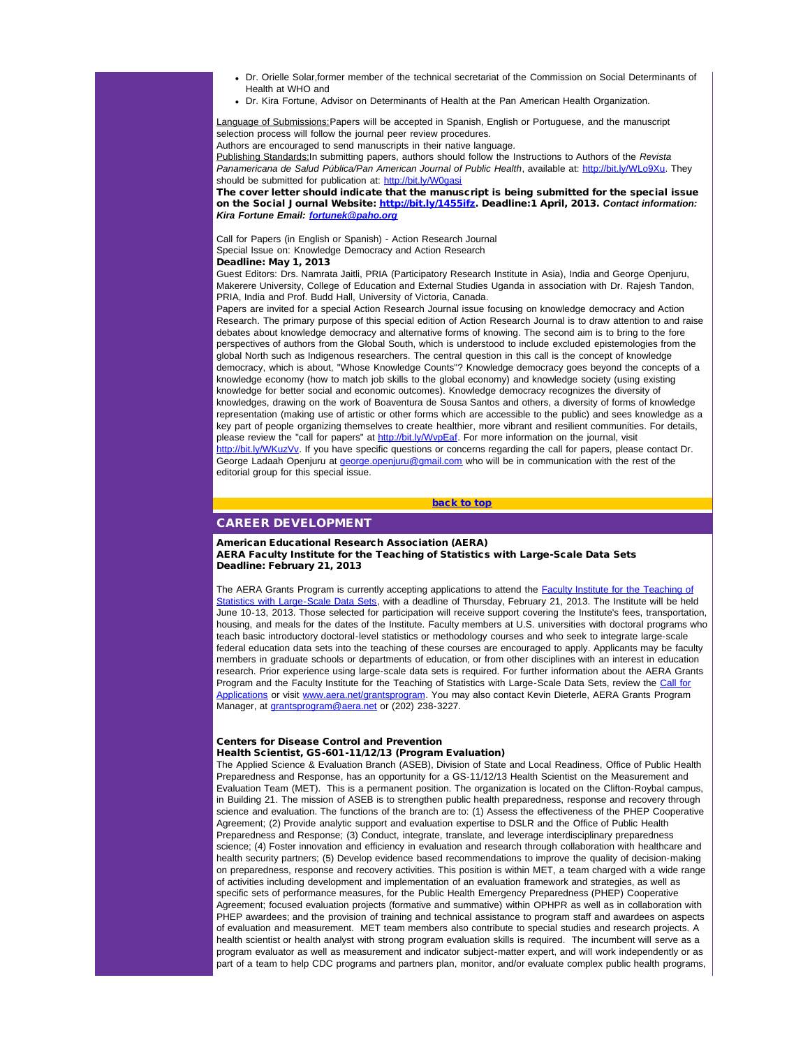- Dr. Orielle Solar,former member of the technical secretariat of the Commission on Social Determinants of Health at WHO and
- Dr. Kira Fortune, Advisor on Determinants of Health at the Pan American Health Organization.

Language of Submissions:Papers will be accepted in Spanish, English or Portuguese, and the manuscript selection process will follow the journal peer review procedures.
Authors are encouraged to send manuscripts in their native language.
Publishing Standards:In submitting papers, authors should follow the Instructions to Authors of the *Revista Panamericana de Salud Pública/Pan American Journal of Public Health*, available at: http://bit.ly/WLo9Xu. They should be submitted for publication at: http://bit.ly/W0gasi

**The cover letter should indicate that the manuscript is being submitted for the special issue on the Social Journal Website: http://bit.ly/1455ifz. Deadline:1 April, 2013.** ***Contact information: Kira Fortune Email: fortunek@paho.org***

Call for Papers (in English or Spanish) - Action Research Journal
Special Issue on: Knowledge Democracy and Action Research
**Deadline: May 1, 2013**
Guest Editors: Drs. Namrata Jaitli, PRIA (Participatory Research Institute in Asia), India and George Openjuru, Makerere University, College of Education and External Studies Uganda in association with Dr. Rajesh Tandon, PRIA, India and Prof. Budd Hall, University of Victoria, Canada.
Papers are invited for a special Action Research Journal issue focusing on knowledge democracy and Action Research. The primary purpose of this special edition of Action Research Journal is to draw attention to and raise debates about knowledge democracy and alternative forms of knowing. The second aim is to bring to the fore perspectives of authors from the Global South, which is understood to include excluded epistemologies from the global North such as Indigenous researchers. The central question in this call is the concept of knowledge democracy, which is about, "Whose Knowledge Counts"? Knowledge democracy goes beyond the concepts of a knowledge economy (how to match job skills to the global economy) and knowledge society (using existing knowledge for better social and economic outcomes). Knowledge democracy recognizes the diversity of knowledges, drawing on the work of Boaventura de Sousa Santos and others, a diversity of forms of knowledge representation (making use of artistic or other forms which are accessible to the public) and sees knowledge as a key part of people organizing themselves to create healthier, more vibrant and resilient communities. For details, please review the "call for papers" at http://bit.ly/WvpEaf. For more information on the journal, visit http://bit.ly/WKuzVv. If you have specific questions or concerns regarding the call for papers, please contact Dr. George Ladaah Openjuru at george.openjuru@gmail.com who will be in communication with the rest of the editorial group for this special issue.

**back to top**

## CAREER DEVELOPMENT

**American Educational Research Association (AERA)**
**AERA Faculty Institute for the Teaching of Statistics with Large-Scale Data Sets**
**Deadline: February 21, 2013**

The AERA Grants Program is currently accepting applications to attend the Faculty Institute for the Teaching of Statistics with Large-Scale Data Sets, with a deadline of Thursday, February 21, 2013. The Institute will be held June 10-13, 2013. Those selected for participation will receive support covering the Institute's fees, transportation, housing, and meals for the dates of the Institute. Faculty members at U.S. universities with doctoral programs who teach basic introductory doctoral-level statistics or methodology courses and who seek to integrate large-scale federal education data sets into the teaching of these courses are encouraged to apply. Applicants may be faculty members in graduate schools or departments of education, or from other disciplines with an interest in education research. Prior experience using large-scale data sets is required. For further information about the AERA Grants Program and the Faculty Institute for the Teaching of Statistics with Large-Scale Data Sets, review the Call for Applications or visit www.aera.net/grantsprogram. You may also contact Kevin Dieterle, AERA Grants Program Manager, at grantsprogram@aera.net or (202) 238-3227.

**Centers for Disease Control and Prevention**
**Health Scientist, GS-601-11/12/13 (Program Evaluation)**
The Applied Science & Evaluation Branch (ASEB), Division of State and Local Readiness, Office of Public Health Preparedness and Response, has an opportunity for a GS-11/12/13 Health Scientist on the Measurement and Evaluation Team (MET). This is a permanent position. The organization is located on the Clifton-Roybal campus, in Building 21. The mission of ASEB is to strengthen public health preparedness, response and recovery through science and evaluation. The functions of the branch are to: (1) Assess the effectiveness of the PHEP Cooperative Agreement; (2) Provide analytic support and evaluation expertise to DSLR and the Office of Public Health Preparedness and Response; (3) Conduct, integrate, translate, and leverage interdisciplinary preparedness science; (4) Foster innovation and efficiency in evaluation and research through collaboration with healthcare and health security partners; (5) Develop evidence based recommendations to improve the quality of decision-making on preparedness, response and recovery activities. This position is within MET, a team charged with a wide range of activities including development and implementation of an evaluation framework and strategies, as well as specific sets of performance measures, for the Public Health Emergency Preparedness (PHEP) Cooperative Agreement; focused evaluation projects (formative and summative) within OPHPR as well as in collaboration with PHEP awardees; and the provision of training and technical assistance to program staff and awardees on aspects of evaluation and measurement. MET team members also contribute to special studies and research projects. A health scientist or health analyst with strong program evaluation skills is required. The incumbent will serve as a program evaluator as well as measurement and indicator subject-matter expert, and will work independently or as part of a team to help CDC programs and partners plan, monitor, and/or evaluate complex public health programs,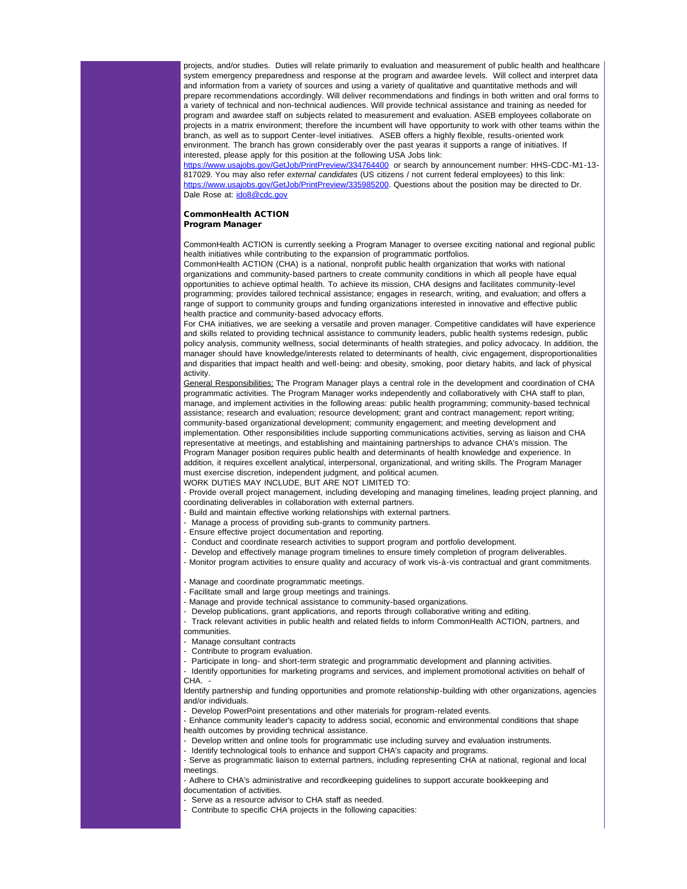projects, and/or studies. Duties will relate primarily to evaluation and measurement of public health and healthcare system emergency preparedness and response at the program and awardee levels. Will collect and interpret data and information from a variety of sources and using a variety of qualitative and quantitative methods and will prepare recommendations accordingly. Will deliver recommendations and findings in both written and oral forms to a variety of technical and non-technical audiences. Will provide technical assistance and training as needed for program and awardee staff on subjects related to measurement and evaluation. ASEB employees collaborate on projects in a matrix environment; therefore the incumbent will have opportunity to work with other teams within the branch, as well as to support Center-level initiatives. ASEB offers a highly flexible, results-oriented work environment. The branch has grown considerably over the past yearas it supports a range of initiatives. If interested, please apply for this position at the following USA Jobs link: https://www.usajobs.gov/GetJob/PrintPreview/334764400 or search by announcement number: HHS-CDC-M1-13-817029. You may also refer *external candidates* (US citizens / not current federal employees) to this link: https://www.usajobs.gov/GetJob/PrintPreview/335985200. Questions about the position may be directed to Dr. Dale Rose at: ido8@cdc.gov

**CommonHealth ACTION**
**Program Manager**

CommonHealth ACTION is currently seeking a Program Manager to oversee exciting national and regional public health initiatives while contributing to the expansion of programmatic portfolios.

CommonHealth ACTION (CHA) is a national, nonprofit public health organization that works with national organizations and community-based partners to create community conditions in which all people have equal opportunities to achieve optimal health. To achieve its mission, CHA designs and facilitates community-level programming; provides tailored technical assistance; engages in research, writing, and evaluation; and offers a range of support to community groups and funding organizations interested in innovative and effective public health practice and community-based advocacy efforts.

For CHA initiatives, we are seeking a versatile and proven manager. Competitive candidates will have experience and skills related to providing technical assistance to community leaders, public health systems redesign, public policy analysis, community wellness, social determinants of health strategies, and policy advocacy. In addition, the manager should have knowledge/interests related to determinants of health, civic engagement, disproportionalities and disparities that impact health and well-being: and obesity, smoking, poor dietary habits, and lack of physical activity.

General Responsibilities: The Program Manager plays a central role in the development and coordination of CHA programmatic activities. The Program Manager works independently and collaboratively with CHA staff to plan, manage, and implement activities in the following areas: public health programming; community-based technical assistance; research and evaluation; resource development; grant and contract management; report writing; community-based organizational development; community engagement; and meeting development and implementation. Other responsibilities include supporting communications activities, serving as liaison and CHA representative at meetings, and establishing and maintaining partnerships to advance CHA's mission. The Program Manager position requires public health and determinants of health knowledge and experience. In addition, it requires excellent analytical, interpersonal, organizational, and writing skills. The Program Manager must exercise discretion, independent judgment, and political acumen.

WORK DUTIES MAY INCLUDE, BUT ARE NOT LIMITED TO:

- Provide overall project management, including developing and managing timelines, leading project planning, and coordinating deliverables in collaboration with external partners.
- Build and maintain effective working relationships with external partners.
- Manage a process of providing sub-grants to community partners.
- Ensure effective project documentation and reporting.
- Conduct and coordinate research activities to support program and portfolio development.
- Develop and effectively manage program timelines to ensure timely completion of program deliverables.
- Monitor program activities to ensure quality and accuracy of work vis-à-vis contractual and grant commitments.

- Manage and coordinate programmatic meetings.
- Facilitate small and large group meetings and trainings.
- Manage and provide technical assistance to community-based organizations.
- Develop publications, grant applications, and reports through collaborative writing and editing.
- Track relevant activities in public health and related fields to inform CommonHealth ACTION, partners, and communities.
- Manage consultant contracts
- Contribute to program evaluation.
- Participate in long- and short-term strategic and programmatic development and planning activities.
- Identify opportunities for marketing programs and services, and implement promotional activities on behalf of CHA. -

Identify partnership and funding opportunities and promote relationship-building with other organizations, agencies and/or individuals.

- Develop PowerPoint presentations and other materials for program-related events.
- Enhance community leader's capacity to address social, economic and environmental conditions that shape health outcomes by providing technical assistance.
- Develop written and online tools for programmatic use including survey and evaluation instruments.
- Identify technological tools to enhance and support CHA's capacity and programs.
- Serve as programmatic liaison to external partners, including representing CHA at national, regional and local meetings.
- Adhere to CHA's administrative and recordkeeping guidelines to support accurate bookkeeping and documentation of activities.
- Serve as a resource advisor to CHA staff as needed.
- Contribute to specific CHA projects in the following capacities: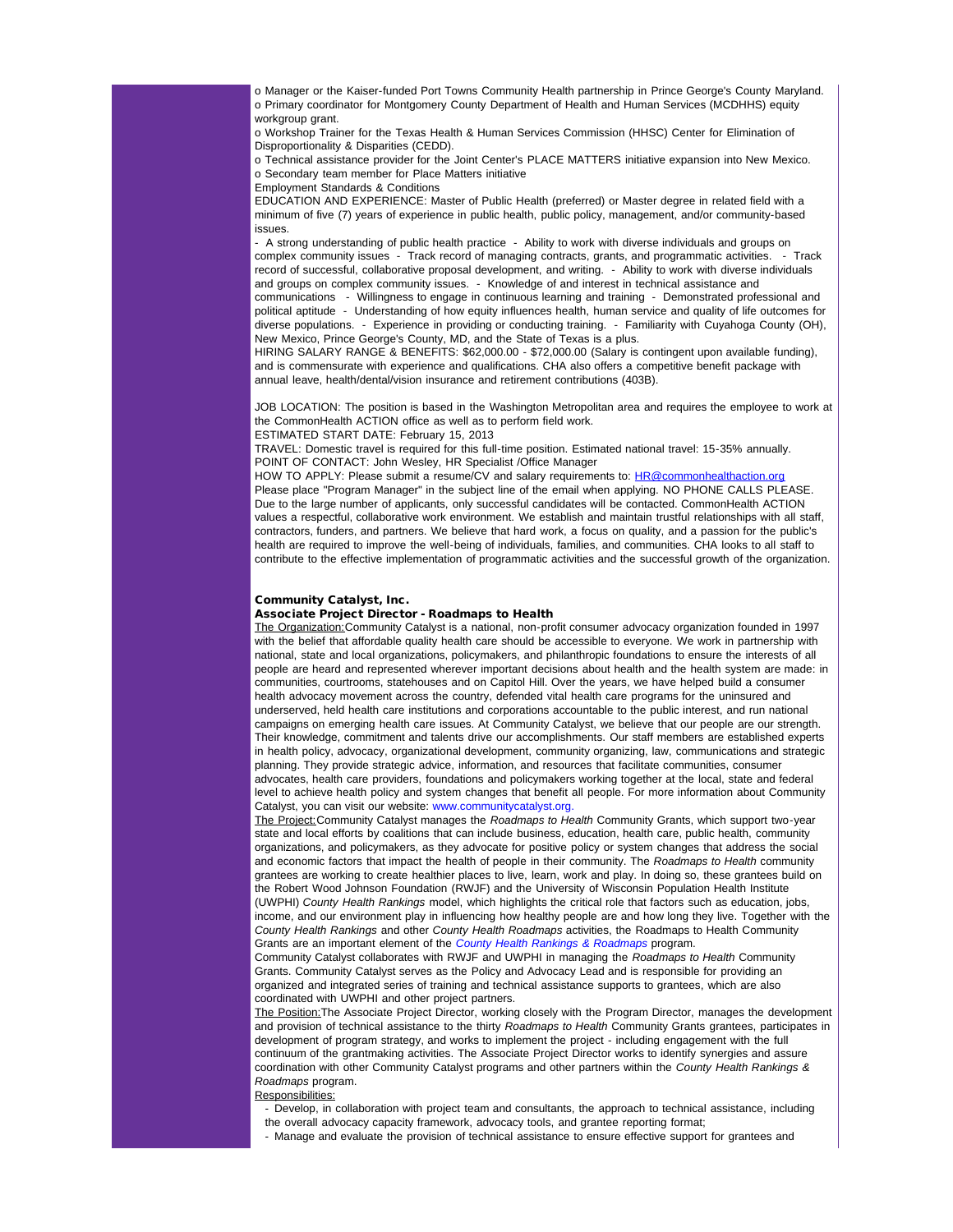o Manager or the Kaiser-funded Port Towns Community Health partnership in Prince George's County Maryland.
o Primary coordinator for Montgomery County Department of Health and Human Services (MCDHHS) equity workgroup grant.
o Workshop Trainer for the Texas Health & Human Services Commission (HHSC) Center for Elimination of Disproportionality & Disparities (CEDD).
o Technical assistance provider for the Joint Center's PLACE MATTERS initiative expansion into New Mexico.
o Secondary team member for Place Matters initiative

Employment Standards & Conditions

EDUCATION AND EXPERIENCE: Master of Public Health (preferred) or Master degree in related field with a minimum of five (7) years of experience in public health, public policy, management, and/or community-based issues.

- A strong understanding of public health practice - Ability to work with diverse individuals and groups on complex community issues - Track record of managing contracts, grants, and programmatic activities. - Track record of successful, collaborative proposal development, and writing. - Ability to work with diverse individuals and groups on complex community issues. - Knowledge of and interest in technical assistance and communications - Willingness to engage in continuous learning and training - Demonstrated professional and political aptitude - Understanding of how equity influences health, human service and quality of life outcomes for diverse populations. - Experience in providing or conducting training. - Familiarity with Cuyahoga County (OH), New Mexico, Prince George's County, MD, and the State of Texas is a plus.

HIRING SALARY RANGE & BENEFITS: $62,000.00 - $72,000.00 (Salary is contingent upon available funding), and is commensurate with experience and qualifications. CHA also offers a competitive benefit package with annual leave, health/dental/vision insurance and retirement contributions (403B).

JOB LOCATION: The position is based in the Washington Metropolitan area and requires the employee to work at the CommonHealth ACTION office as well as to perform field work.

ESTIMATED START DATE: February 15, 2013

TRAVEL: Domestic travel is required for this full-time position. Estimated national travel: 15-35% annually.

POINT OF CONTACT: John Wesley, HR Specialist /Office Manager

HOW TO APPLY: Please submit a resume/CV and salary requirements to: HR@commonhealthaction.org

Please place "Program Manager" in the subject line of the email when applying. NO PHONE CALLS PLEASE. Due to the large number of applicants, only successful candidates will be contacted. CommonHealth ACTION values a respectful, collaborative work environment. We establish and maintain trustful relationships with all staff, contractors, funders, and partners. We believe that hard work, a focus on quality, and a passion for the public's health are required to improve the well-being of individuals, families, and communities. CHA looks to all staff to contribute to the effective implementation of programmatic activities and the successful growth of the organization.

**Community Catalyst, Inc.**

**Associate Project Director - Roadmaps to Health**

The Organization: Community Catalyst is a national, non-profit consumer advocacy organization founded in 1997 with the belief that affordable quality health care should be accessible to everyone. We work in partnership with national, state and local organizations, policymakers, and philanthropic foundations to ensure the interests of all people are heard and represented wherever important decisions about health and the health system are made: in communities, courtrooms, statehouses and on Capitol Hill. Over the years, we have helped build a consumer health advocacy movement across the country, defended vital health care programs for the uninsured and underserved, held health care institutions and corporations accountable to the public interest, and run national campaigns on emerging health care issues. At Community Catalyst, we believe that our people are our strength. Their knowledge, commitment and talents drive our accomplishments. Our staff members are established experts in health policy, advocacy, organizational development, community organizing, law, communications and strategic planning. They provide strategic advice, information, and resources that facilitate communities, consumer advocates, health care providers, foundations and policymakers working together at the local, state and federal level to achieve health policy and system changes that benefit all people. For more information about Community Catalyst, you can visit our website: www.communitycatalyst.org.

The Project: Community Catalyst manages the *Roadmaps to Health* Community Grants, which support two-year state and local efforts by coalitions that can include business, education, health care, public health, community organizations, and policymakers, as they advocate for positive policy or system changes that address the social and economic factors that impact the health of people in their community. The *Roadmaps to Health* community grantees are working to create healthier places to live, learn, work and play. In doing so, these grantees build on the Robert Wood Johnson Foundation (RWJF) and the University of Wisconsin Population Health Institute (UWPHI) *County Health Rankings* model, which highlights the critical role that factors such as education, jobs, income, and our environment play in influencing how healthy people are and how long they live. Together with the *County Health Rankings* and other *County Health Roadmaps* activities, the Roadmaps to Health Community Grants are an important element of the *County Health Rankings & Roadmaps* program.

Community Catalyst collaborates with RWJF and UWPHI in managing the *Roadmaps to Health* Community Grants. Community Catalyst serves as the Policy and Advocacy Lead and is responsible for providing an organized and integrated series of training and technical assistance supports to grantees, which are also coordinated with UWPHI and other project partners.

The Position: The Associate Project Director, working closely with the Program Director, manages the development and provision of technical assistance to the thirty *Roadmaps to Health* Community Grants grantees, participates in development of program strategy, and works to implement the project - including engagement with the full continuum of the grantmaking activities. The Associate Project Director works to identify synergies and assure coordination with other Community Catalyst programs and other partners within the *County Health Rankings & Roadmaps* program.

Responsibilities:

- Develop, in collaboration with project team and consultants, the approach to technical assistance, including the overall advocacy capacity framework, advocacy tools, and grantee reporting format;
- Manage and evaluate the provision of technical assistance to ensure effective support for grantees and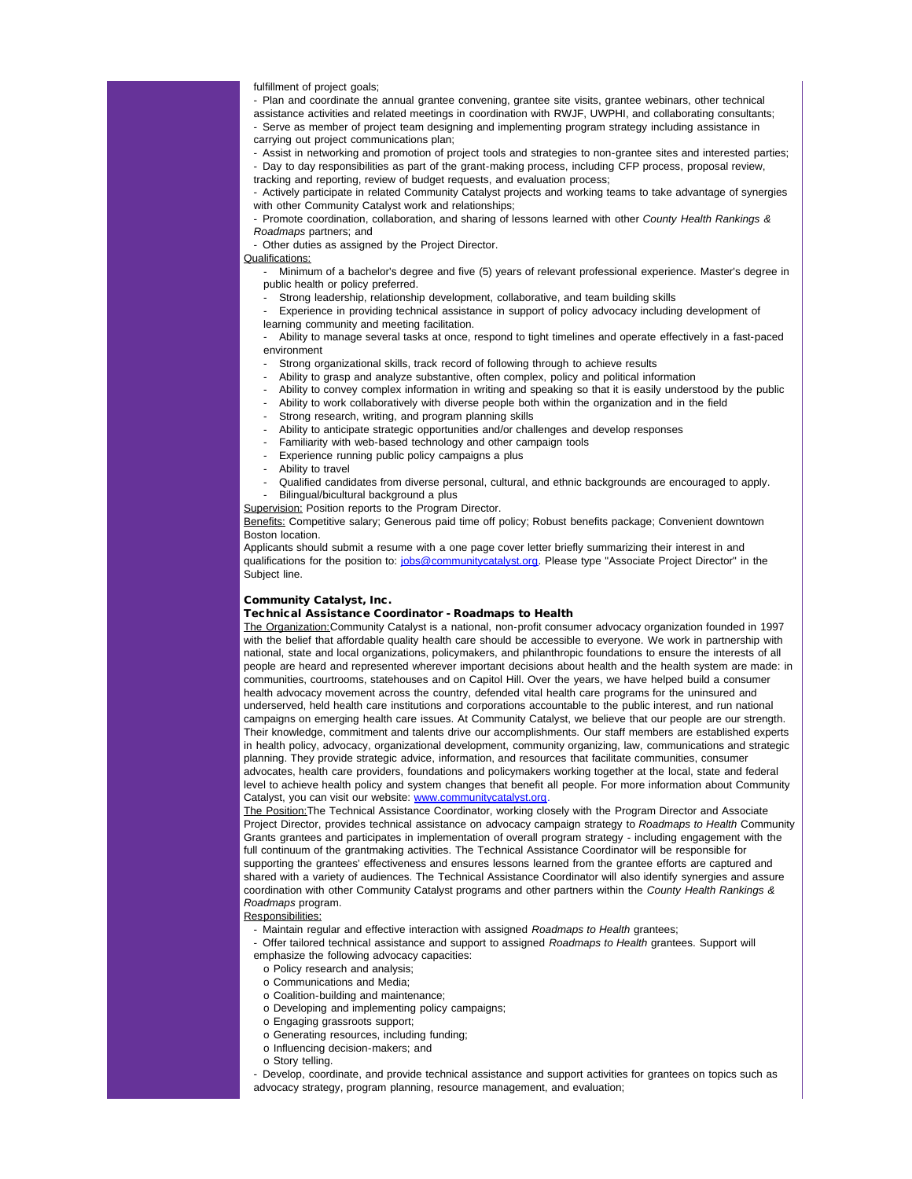fulfillment of project goals;

- Plan and coordinate the annual grantee convening, grantee site visits, grantee webinars, other technical assistance activities and related meetings in coordination with RWJF, UWPHI, and collaborating consultants;
- Serve as member of project team designing and implementing program strategy including assistance in carrying out project communications plan;
- Assist in networking and promotion of project tools and strategies to non-grantee sites and interested parties;
- Day to day responsibilities as part of the grant-making process, including CFP process, proposal review, tracking and reporting, review of budget requests, and evaluation process;
- Actively participate in related Community Catalyst projects and working teams to take advantage of synergies with other Community Catalyst work and relationships;
- Promote coordination, collaboration, and sharing of lessons learned with other *County Health Rankings & Roadmaps* partners; and
- Other duties as assigned by the Project Director.

Qualifications:

- Minimum of a bachelor's degree and five (5) years of relevant professional experience. Master's degree in public health or policy preferred.
- Strong leadership, relationship development, collaborative, and team building skills
- Experience in providing technical assistance in support of policy advocacy including development of learning community and meeting facilitation.
- Ability to manage several tasks at once, respond to tight timelines and operate effectively in a fast-paced environment
- Strong organizational skills, track record of following through to achieve results
- Ability to grasp and analyze substantive, often complex, policy and political information
- Ability to convey complex information in writing and speaking so that it is easily understood by the public
- Ability to work collaboratively with diverse people both within the organization and in the field
- Strong research, writing, and program planning skills
- Ability to anticipate strategic opportunities and/or challenges and develop responses
- Familiarity with web-based technology and other campaign tools
- Experience running public policy campaigns a plus
- Ability to travel
- Qualified candidates from diverse personal, cultural, and ethnic backgrounds are encouraged to apply.
- Bilingual/bicultural background a plus

Supervision: Position reports to the Program Director.

Benefits: Competitive salary; Generous paid time off policy; Robust benefits package; Convenient downtown Boston location.

Applicants should submit a resume with a one page cover letter briefly summarizing their interest in and qualifications for the position to: jobs@communitycatalyst.org. Please type "Associate Project Director" in the Subject line.

**Community Catalyst, Inc.**

**Technical Assistance Coordinator - Roadmaps to Health**

The Organization: Community Catalyst is a national, non-profit consumer advocacy organization founded in 1997 with the belief that affordable quality health care should be accessible to everyone. We work in partnership with national, state and local organizations, policymakers, and philanthropic foundations to ensure the interests of all people are heard and represented wherever important decisions about health and the health system are made: in communities, courtrooms, statehouses and on Capitol Hill. Over the years, we have helped build a consumer health advocacy movement across the country, defended vital health care programs for the uninsured and underserved, held health care institutions and corporations accountable to the public interest, and run national campaigns on emerging health care issues. At Community Catalyst, we believe that our people are our strength. Their knowledge, commitment and talents drive our accomplishments. Our staff members are established experts in health policy, advocacy, organizational development, community organizing, law, communications and strategic planning. They provide strategic advice, information, and resources that facilitate communities, consumer advocates, health care providers, foundations and policymakers working together at the local, state and federal level to achieve health policy and system changes that benefit all people. For more information about Community Catalyst, you can visit our website: www.communitycatalyst.org.

The Position: The Technical Assistance Coordinator, working closely with the Program Director and Associate Project Director, provides technical assistance on advocacy campaign strategy to *Roadmaps to Health* Community Grants grantees and participates in implementation of overall program strategy - including engagement with the full continuum of the grantmaking activities. The Technical Assistance Coordinator will be responsible for supporting the grantees' effectiveness and ensures lessons learned from the grantee efforts are captured and shared with a variety of audiences. The Technical Assistance Coordinator will also identify synergies and assure coordination with other Community Catalyst programs and other partners within the *County Health Rankings & Roadmaps* program.

Responsibilities:

- Maintain regular and effective interaction with assigned *Roadmaps to Health* grantees;
- Offer tailored technical assistance and support to assigned *Roadmaps to Health* grantees. Support will emphasize the following advocacy capacities:
  - o Policy research and analysis;
  - o Communications and Media;
  - o Coalition-building and maintenance;
  - o Developing and implementing policy campaigns;
  - o Engaging grassroots support;
  - o Generating resources, including funding;
  - o Influencing decision-makers; and
  - o Story telling.
- Develop, coordinate, and provide technical assistance and support activities for grantees on topics such as advocacy strategy, program planning, resource management, and evaluation;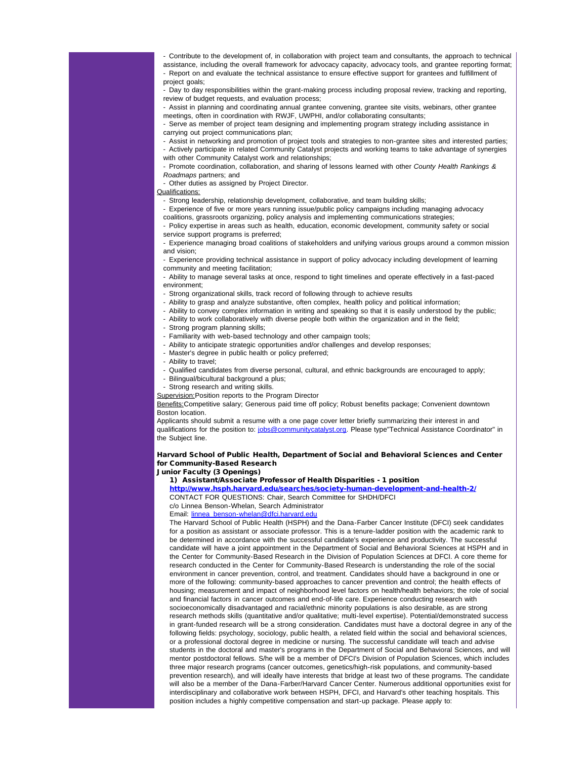- Contribute to the development of, in collaboration with project team and consultants, the approach to technical assistance, including the overall framework for advocacy capacity, advocacy tools, and grantee reporting format;
- Report on and evaluate the technical assistance to ensure effective support for grantees and fulfillment of project goals;
- Day to day responsibilities within the grant-making process including proposal review, tracking and reporting, review of budget requests, and evaluation process;
- Assist in planning and coordinating annual grantee convening, grantee site visits, webinars, other grantee meetings, often in coordination with RWJF, UWPHI, and/or collaborating consultants;
- Serve as member of project team designing and implementing program strategy including assistance in carrying out project communications plan;
- Assist in networking and promotion of project tools and strategies to non-grantee sites and interested parties;
- Actively participate in related Community Catalyst projects and working teams to take advantage of synergies with other Community Catalyst work and relationships;
- Promote coordination, collaboration, and sharing of lessons learned with other *County Health Rankings & Roadmaps* partners; and
- Other duties as assigned by Project Director.

Qualifications:

- Strong leadership, relationship development, collaborative, and team building skills;
- Experience of five or more years running issue/public policy campaigns including managing advocacy coalitions, grassroots organizing, policy analysis and implementing communications strategies;
- Policy expertise in areas such as health, education, economic development, community safety or social service support programs is preferred;
- Experience managing broad coalitions of stakeholders and unifying various groups around a common mission and vision;
- Experience providing technical assistance in support of policy advocacy including development of learning community and meeting facilitation;
- Ability to manage several tasks at once, respond to tight timelines and operate effectively in a fast-paced environment;
- Strong organizational skills, track record of following through to achieve results
- Ability to grasp and analyze substantive, often complex, health policy and political information;
- Ability to convey complex information in writing and speaking so that it is easily understood by the public;
- Ability to work collaboratively with diverse people both within the organization and in the field;
- Strong program planning skills;
- Familiarity with web-based technology and other campaign tools;
- Ability to anticipate strategic opportunities and/or challenges and develop responses;
- Master's degree in public health or policy preferred;
- Ability to travel;
- Qualified candidates from diverse personal, cultural, and ethnic backgrounds are encouraged to apply;
- Bilingual/bicultural background a plus;
- Strong research and writing skills.

Supervision: Position reports to the Program Director

Benefits: Competitive salary; Generous paid time off policy; Robust benefits package; Convenient downtown Boston location.

Applicants should submit a resume with a one page cover letter briefly summarizing their interest in and qualifications for the position to: jobs@communitycatalyst.org. Please type"Technical Assistance Coordinator" in the Subject line.

### Harvard School of Public Health, Department of Social and Behavioral Sciences and Center for Community-Based Research

**Junior Faculty (3 Openings)**

**1) Assistant/Associate Professor of Health Disparities - 1 position**

**http://www.hsph.harvard.edu/searches/society-human-development-and-health-2/**

CONTACT FOR QUESTIONS: Chair, Search Committee for SHDH/DFCI
c/o Linnea Benson-Whelan, Search Administrator
Email: linnea_benson-whelan@dfci.harvard.edu

The Harvard School of Public Health (HSPH) and the Dana-Farber Cancer Institute (DFCI) seek candidates for a position as assistant or associate professor. This is a tenure-ladder position with the academic rank to be determined in accordance with the successful candidate's experience and productivity. The successful candidate will have a joint appointment in the Department of Social and Behavioral Sciences at HSPH and in the Center for Community-Based Research in the Division of Population Sciences at DFCI. A core theme for research conducted in the Center for Community-Based Research is understanding the role of the social environment in cancer prevention, control, and treatment. Candidates should have a background in one or more of the following: community-based approaches to cancer prevention and control; the health effects of housing; measurement and impact of neighborhood level factors on health/health behaviors; the role of social and financial factors in cancer outcomes and end-of-life care. Experience conducting research with socioeconomically disadvantaged and racial/ethnic minority populations is also desirable, as are strong research methods skills (quantitative and/or qualitative; multi-level expertise). Potential/demonstrated success in grant-funded research will be a strong consideration. Candidates must have a doctoral degree in any of the following fields: psychology, sociology, public health, a related field within the social and behavioral sciences, or a professional doctoral degree in medicine or nursing. The successful candidate will teach and advise students in the doctoral and master's programs in the Department of Social and Behavioral Sciences, and will mentor postdoctoral fellows. S/he will be a member of DFCI's Division of Population Sciences, which includes three major research programs (cancer outcomes, genetics/high-risk populations, and community-based prevention research), and will ideally have interests that bridge at least two of these programs. The candidate will also be a member of the Dana-Farber/Harvard Cancer Center. Numerous additional opportunities exist for interdisciplinary and collaborative work between HSPH, DFCI, and Harvard's other teaching hospitals. This position includes a highly competitive compensation and start-up package. Please apply to: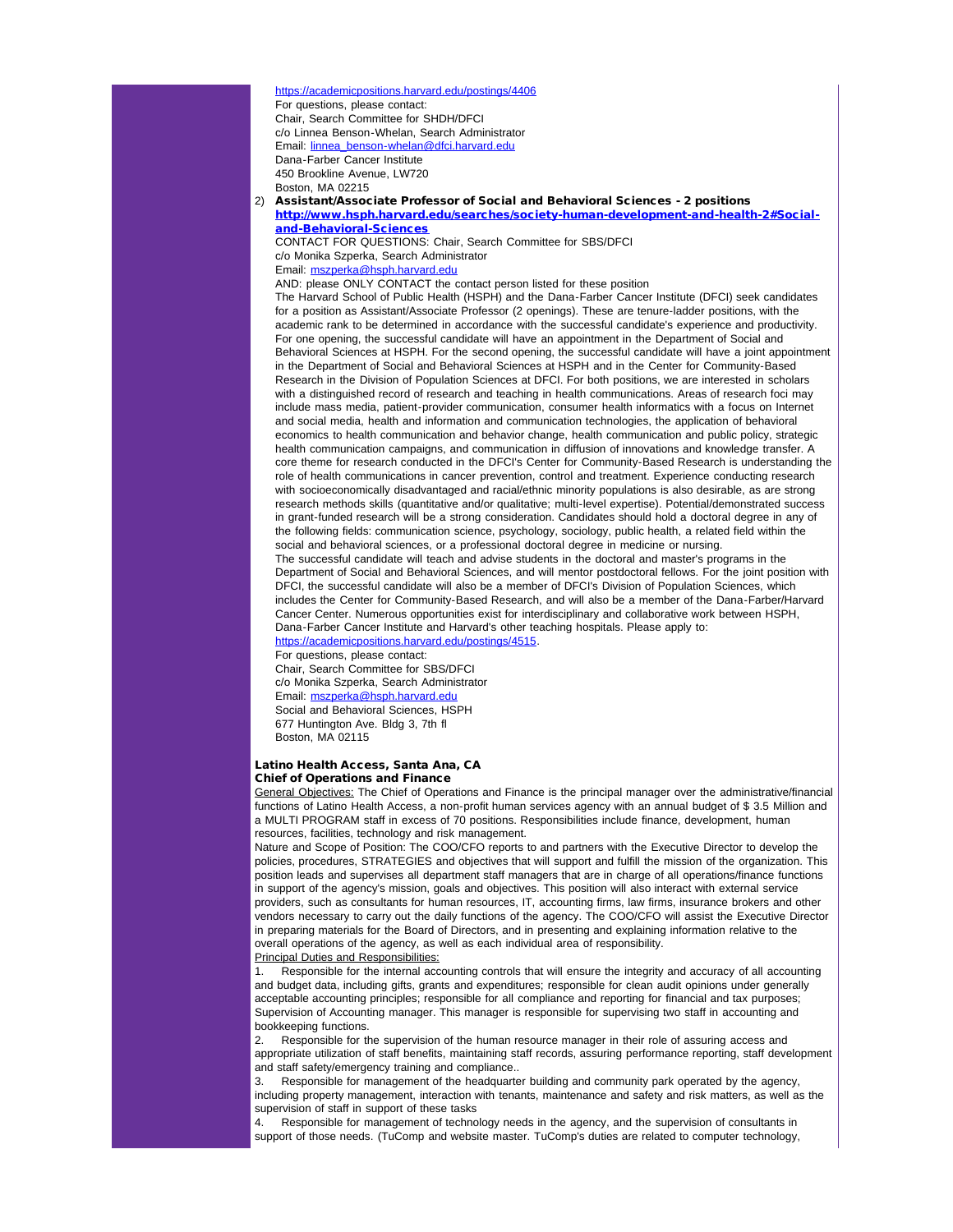https://academicpositions.harvard.edu/postings/4406
For questions, please contact:
Chair, Search Committee for SHDH/DFCI
c/o Linnea Benson-Whelan, Search Administrator
Email: linnea_benson-whelan@dfci.harvard.edu
Dana-Farber Cancer Institute
450 Brookline Avenue, LW720
Boston, MA 02215

2) **Assistant/Associate Professor of Social and Behavioral Sciences - 2 positions**
**http://www.hsph.harvard.edu/searches/society-human-development-and-health-2#Social-and-Behavioral-Sciences**
CONTACT FOR QUESTIONS: Chair, Search Committee for SBS/DFCI
c/o Monika Szperka, Search Administrator
Email: mszperka@hsph.harvard.edu
AND: please ONLY CONTACT the contact person listed for these position
The Harvard School of Public Health (HSPH) and the Dana-Farber Cancer Institute (DFCI) seek candidates for a position as Assistant/Associate Professor (2 openings). These are tenure-ladder positions, with the academic rank to be determined in accordance with the successful candidate's experience and productivity. For one opening, the successful candidate will have an appointment in the Department of Social and Behavioral Sciences at HSPH. For the second opening, the successful candidate will have a joint appointment in the Department of Social and Behavioral Sciences at HSPH and in the Center for Community-Based Research in the Division of Population Sciences at DFCI. For both positions, we are interested in scholars with a distinguished record of research and teaching in health communications. Areas of research foci may include mass media, patient-provider communication, consumer health informatics with a focus on Internet and social media, health and information and communication technologies, the application of behavioral economics to health communication and behavior change, health communication and public policy, strategic health communication campaigns, and communication in diffusion of innovations and knowledge transfer. A core theme for research conducted in the DFCI's Center for Community-Based Research is understanding the role of health communications in cancer prevention, control and treatment. Experience conducting research with socioeconomically disadvantaged and racial/ethnic minority populations is also desirable, as are strong research methods skills (quantitative and/or qualitative; multi-level expertise). Potential/demonstrated success in grant-funded research will be a strong consideration. Candidates should hold a doctoral degree in any of the following fields: communication science, psychology, sociology, public health, a related field within the social and behavioral sciences, or a professional doctoral degree in medicine or nursing.
The successful candidate will teach and advise students in the doctoral and master's programs in the Department of Social and Behavioral Sciences, and will mentor postdoctoral fellows. For the joint position with DFCI, the successful candidate will also be a member of DFCI's Division of Population Sciences, which includes the Center for Community-Based Research, and will also be a member of the Dana-Farber/Harvard Cancer Center. Numerous opportunities exist for interdisciplinary and collaborative work between HSPH, Dana-Farber Cancer Institute and Harvard's other teaching hospitals. Please apply to:
https://academicpositions.harvard.edu/postings/4515.
For questions, please contact:
Chair, Search Committee for SBS/DFCI
c/o Monika Szperka, Search Administrator
Email: mszperka@hsph.harvard.edu
Social and Behavioral Sciences, HSPH
677 Huntington Ave. Bldg 3, 7th fl
Boston, MA 02115

**Latino Health Access, Santa Ana, CA**
**Chief of Operations and Finance**

General Objectives: The Chief of Operations and Finance is the principal manager over the administrative/financial functions of Latino Health Access, a non-profit human services agency with an annual budget of $ 3.5 Million and a MULTI PROGRAM staff in excess of 70 positions. Responsibilities include finance, development, human resources, facilities, technology and risk management.

Nature and Scope of Position: The COO/CFO reports to and partners with the Executive Director to develop the policies, procedures, STRATEGIES and objectives that will support and fulfill the mission of the organization. This position leads and supervises all department staff managers that are in charge of all operations/finance functions in support of the agency's mission, goals and objectives. This position will also interact with external service providers, such as consultants for human resources, IT, accounting firms, law firms, insurance brokers and other vendors necessary to carry out the daily functions of the agency. The COO/CFO will assist the Executive Director in preparing materials for the Board of Directors, and in presenting and explaining information relative to the overall operations of the agency, as well as each individual area of responsibility.

Principal Duties and Responsibilities:

1. Responsible for the internal accounting controls that will ensure the integrity and accuracy of all accounting and budget data, including gifts, grants and expenditures; responsible for clean audit opinions under generally acceptable accounting principles; responsible for all compliance and reporting for financial and tax purposes; Supervision of Accounting manager. This manager is responsible for supervising two staff in accounting and bookkeeping functions.
2. Responsible for the supervision of the human resource manager in their role of assuring access and appropriate utilization of staff benefits, maintaining staff records, assuring performance reporting, staff development and staff safety/emergency training and compliance..
3. Responsible for management of the headquarter building and community park operated by the agency, including property management, interaction with tenants, maintenance and safety and risk matters, as well as the supervision of staff in support of these tasks
4. Responsible for management of technology needs in the agency, and the supervision of consultants in support of those needs. (TuComp and website master. TuComp's duties are related to computer technology,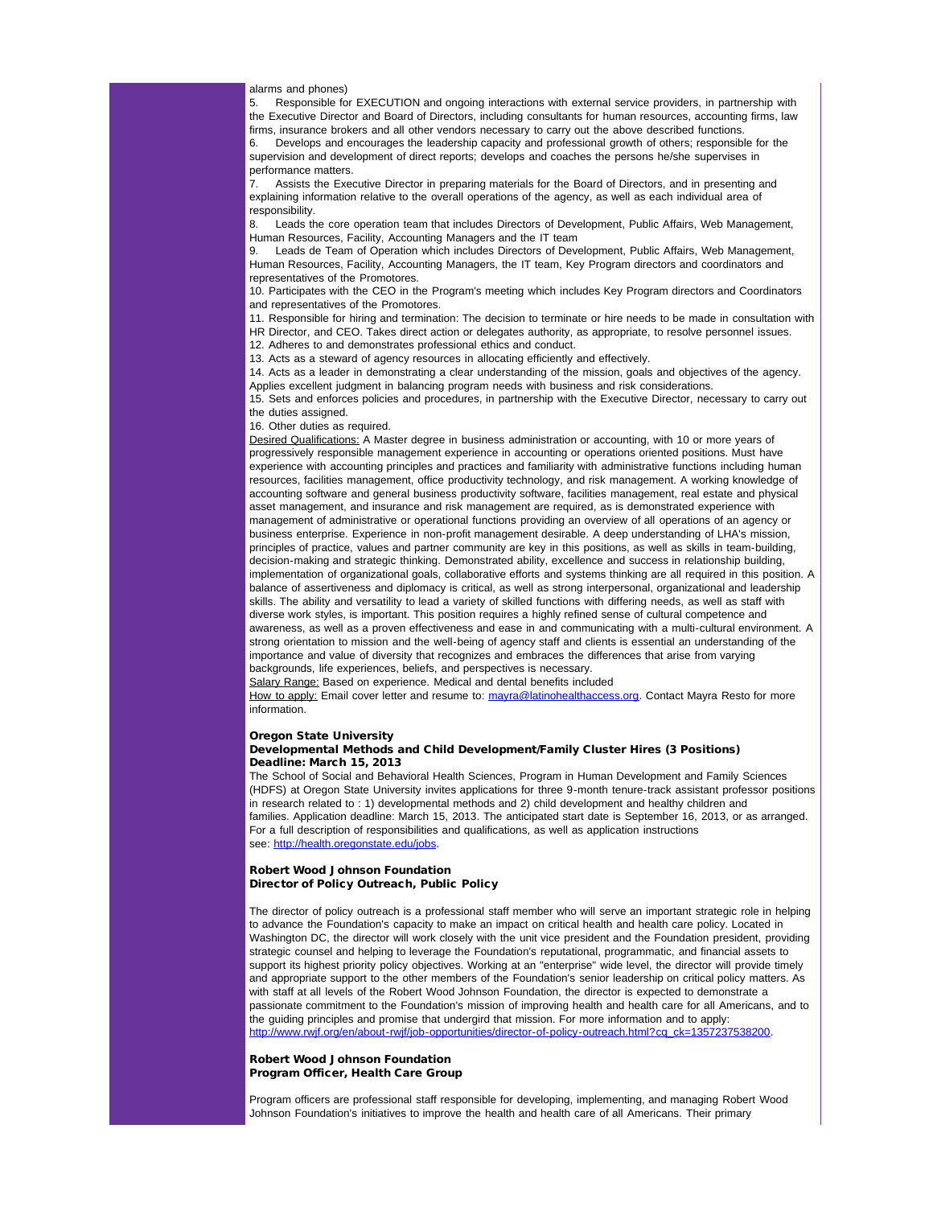alarms and phones)

5. Responsible for EXECUTION and ongoing interactions with external service providers, in partnership with the Executive Director and Board of Directors, including consultants for human resources, accounting firms, law firms, insurance brokers and all other vendors necessary to carry out the above described functions.
6. Develops and encourages the leadership capacity and professional growth of others; responsible for the supervision and development of direct reports; develops and coaches the persons he/she supervises in performance matters.
7. Assists the Executive Director in preparing materials for the Board of Directors, and in presenting and explaining information relative to the overall operations of the agency, as well as each individual area of responsibility.
8. Leads the core operation team that includes Directors of Development, Public Affairs, Web Management, Human Resources, Facility, Accounting Managers and the IT team
9. Leads de Team of Operation which includes Directors of Development, Public Affairs, Web Management, Human Resources, Facility, Accounting Managers, the IT team, Key Program directors and coordinators and representatives of the Promotores.
10. Participates with the CEO in the Program's meeting which includes Key Program directors and Coordinators and representatives of the Promotores.
11. Responsible for hiring and termination: The decision to terminate or hire needs to be made in consultation with HR Director, and CEO. Takes direct action or delegates authority, as appropriate, to resolve personnel issues.
12. Adheres to and demonstrates professional ethics and conduct.
13. Acts as a steward of agency resources in allocating efficiently and effectively.
14. Acts as a leader in demonstrating a clear understanding of the mission, goals and objectives of the agency. Applies excellent judgment in balancing program needs with business and risk considerations.
15. Sets and enforces policies and procedures, in partnership with the Executive Director, necessary to carry out the duties assigned.
16. Other duties as required.

Desired Qualifications: A Master degree in business administration or accounting, with 10 or more years of progressively responsible management experience in accounting or operations oriented positions. Must have experience with accounting principles and practices and familiarity with administrative functions including human resources, facilities management, office productivity technology, and risk management. A working knowledge of accounting software and general business productivity software, facilities management, real estate and physical asset management, and insurance and risk management are required, as is demonstrated experience with management of administrative or operational functions providing an overview of all operations of an agency or business enterprise. Experience in non-profit management desirable. A deep understanding of LHA's mission, principles of practice, values and partner community are key in this positions, as well as skills in team-building, decision-making and strategic thinking. Demonstrated ability, excellence and success in relationship building, implementation of organizational goals, collaborative efforts and systems thinking are all required in this position. A balance of assertiveness and diplomacy is critical, as well as strong interpersonal, organizational and leadership skills. The ability and versatility to lead a variety of skilled functions with differing needs, as well as staff with diverse work styles, is important. This position requires a highly refined sense of cultural competence and awareness, as well as a proven effectiveness and ease in and communicating with a multi-cultural environment. A strong orientation to mission and the well-being of agency staff and clients is essential an understanding of the importance and value of diversity that recognizes and embraces the differences that arise from varying backgrounds, life experiences, beliefs, and perspectives is necessary.

Salary Range: Based on experience. Medical and dental benefits included

How to apply: Email cover letter and resume to: mayra@latinohealthaccess.org. Contact Mayra Resto for more information.

**Oregon State University**
**Developmental Methods and Child Development/Family Cluster Hires (3 Positions)**
**Deadline: March 15, 2013**

The School of Social and Behavioral Health Sciences, Program in Human Development and Family Sciences (HDFS) at Oregon State University invites applications for three 9-month tenure-track assistant professor positions in research related to : 1) developmental methods and 2) child development and healthy children and families. Application deadline: March 15, 2013. The anticipated start date is September 16, 2013, or as arranged. For a full description of responsibilities and qualifications, as well as application instructions see: http://health.oregonstate.edu/jobs.

**Robert Wood Johnson Foundation**
**Director of Policy Outreach, Public Policy**

The director of policy outreach is a professional staff member who will serve an important strategic role in helping to advance the Foundation's capacity to make an impact on critical health and health care policy. Located in Washington DC, the director will work closely with the unit vice president and the Foundation president, providing strategic counsel and helping to leverage the Foundation's reputational, programmatic, and financial assets to support its highest priority policy objectives. Working at an "enterprise" wide level, the director will provide timely and appropriate support to the other members of the Foundation's senior leadership on critical policy matters. As with staff at all levels of the Robert Wood Johnson Foundation, the director is expected to demonstrate a passionate commitment to the Foundation's mission of improving health and health care for all Americans, and to the guiding principles and promise that undergird that mission. For more information and to apply: http://www.rwjf.org/en/about-rwjf/job-opportunities/director-of-policy-outreach.html?cq_ck=1357237538200.

**Robert Wood Johnson Foundation**
**Program Officer, Health Care Group**

Program officers are professional staff responsible for developing, implementing, and managing Robert Wood Johnson Foundation's initiatives to improve the health and health care of all Americans. Their primary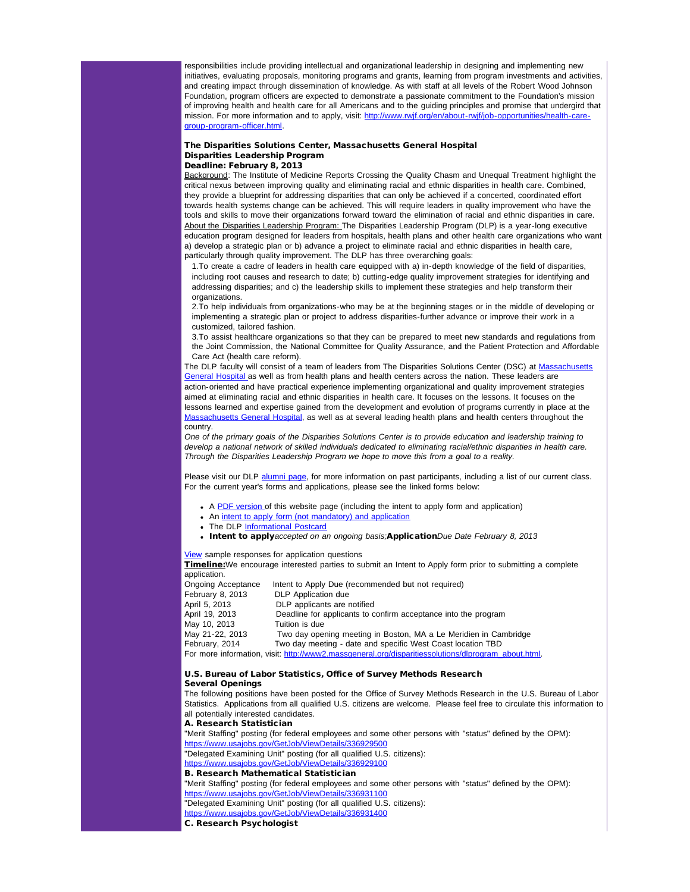responsibilities include providing intellectual and organizational leadership in designing and implementing new initiatives, evaluating proposals, monitoring programs and grants, learning from program investments and activities, and creating impact through dissemination of knowledge. As with staff at all levels of the Robert Wood Johnson Foundation, program officers are expected to demonstrate a passionate commitment to the Foundation's mission of improving health and health care for all Americans and to the guiding principles and promise that undergird that mission. For more information and to apply, visit: http://www.rwjf.org/en/about-rwjf/job-opportunities/health-care-group-program-officer.html.

**The Disparities Solutions Center, Massachusetts General Hospital**
**Disparities Leadership Program**
**Deadline: February 8, 2013**

Background: The Institute of Medicine Reports Crossing the Quality Chasm and Unequal Treatment highlight the critical nexus between improving quality and eliminating racial and ethnic disparities in health care. Combined, they provide a blueprint for addressing disparities that can only be achieved if a concerted, coordinated effort towards health systems change can be achieved. This will require leaders in quality improvement who have the tools and skills to move their organizations forward toward the elimination of racial and ethnic disparities in care.
About the Disparities Leadership Program: The Disparities Leadership Program (DLP) is a year-long executive education program designed for leaders from hospitals, health plans and other health care organizations who want a) develop a strategic plan or b) advance a project to eliminate racial and ethnic disparities in health care, particularly through quality improvement. The DLP has three overarching goals:

1. To create a cadre of leaders in health care equipped with a) in-depth knowledge of the field of disparities, including root causes and research to date; b) cutting-edge quality improvement strategies for identifying and addressing disparities; and c) the leadership skills to implement these strategies and help transform their organizations.
2. To help individuals from organizations-who may be at the beginning stages or in the middle of developing or implementing a strategic plan or project to address disparities-further advance or improve their work in a customized, tailored fashion.
3. To assist healthcare organizations so that they can be prepared to meet new standards and regulations from the Joint Commission, the National Committee for Quality Assurance, and the Patient Protection and Affordable Care Act (health care reform).

The DLP faculty will consist of a team of leaders from The Disparities Solutions Center (DSC) at Massachusetts General Hospital as well as from health plans and health centers across the nation. These leaders are action-oriented and have practical experience implementing organizational and quality improvement strategies aimed at eliminating racial and ethnic disparities in health care. It focuses on the lessons. It focuses on the lessons learned and expertise gained from the development and evolution of programs currently in place at the Massachusetts General Hospital, as well as at several leading health plans and health centers throughout the country.

*One of the primary goals of the Disparities Solutions Center is to provide education and leadership training to develop a national network of skilled individuals dedicated to eliminating racial/ethnic disparities in health care. Through the Disparities Leadership Program we hope to move this from a goal to a reality.*

Please visit our DLP alumni page, for more information on past participants, including a list of our current class. For the current year's forms and applications, please see the linked forms below:

- A PDF version of this website page (including the intent to apply form and application)
- An intent to apply form (not mandatory) and application
- The DLP Informational Postcard
- **Intent to apply** *accepted on an ongoing basis;* **Application** *Due Date February 8, 2013*

View sample responses for application questions

**Timeline:** We encourage interested parties to submit an Intent to Apply form prior to submitting a complete application.

| | |
|---|---|
| Ongoing Acceptance | Intent to Apply Due (recommended but not required) |
| February 8, 2013 | DLP Application due |
| April 5, 2013 | DLP applicants are notified |
| April 19, 2013 | Deadline for applicants to confirm acceptance into the program |
| May 10, 2013 | Tuition is due |
| May 21-22, 2013 | Two day opening meeting in Boston, MA a Le Meridien in Cambridge |
| February, 2014 | Two day meeting - date and specific West Coast location TBD |

For more information, visit: http://www2.massgeneral.org/disparitiessolutions/dlprogram_about.html.

**U.S. Bureau of Labor Statistics, Office of Survey Methods Research**
**Several Openings**

The following positions have been posted for the Office of Survey Methods Research in the U.S. Bureau of Labor Statistics. Applications from all qualified U.S. citizens are welcome. Please feel free to circulate this information to all potentially interested candidates.

**A. Research Statistician**

"Merit Staffing" posting (for federal employees and some other persons with "status" defined by the OPM):
https://www.usajobs.gov/GetJob/ViewDetails/336929500
"Delegated Examining Unit" posting (for all qualified U.S. citizens):
https://www.usajobs.gov/GetJob/ViewDetails/336929100

**B. Research Mathematical Statistician**

"Merit Staffing" posting (for federal employees and some other persons with "status" defined by the OPM):
https://www.usajobs.gov/GetJob/ViewDetails/336931100
"Delegated Examining Unit" posting (for all qualified U.S. citizens):
https://www.usajobs.gov/GetJob/ViewDetails/336931400

**C. Research Psychologist**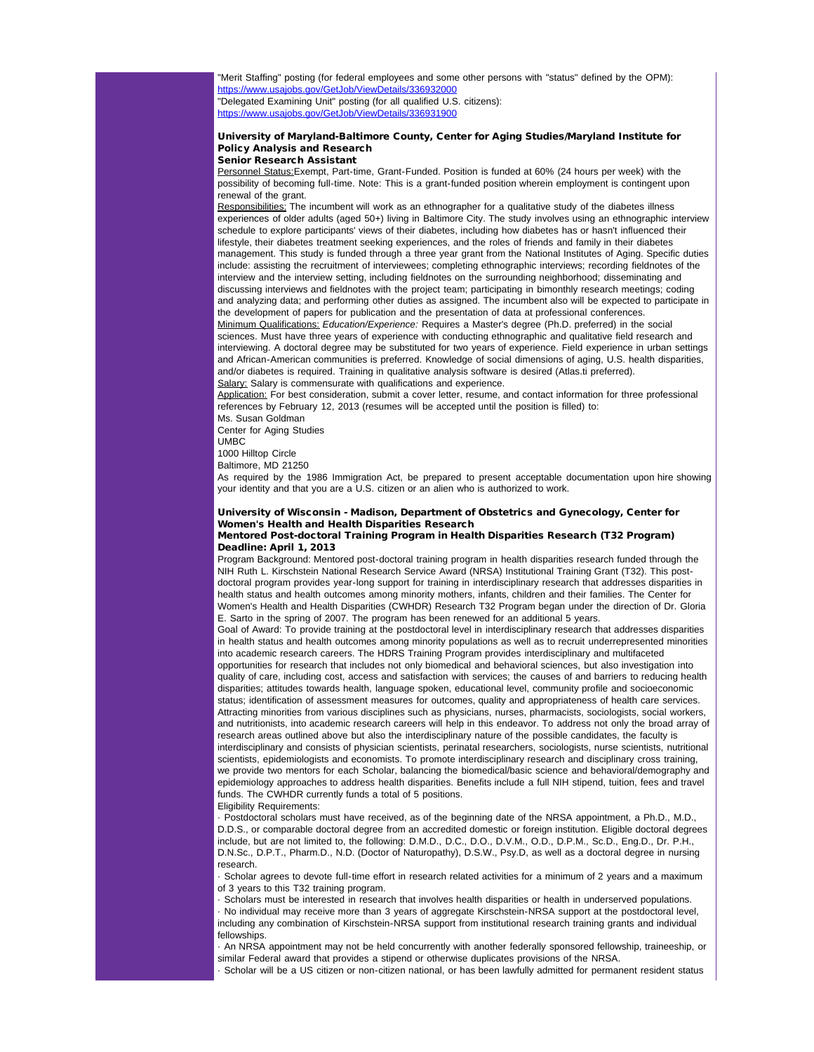"Merit Staffing" posting (for federal employees and some other persons with "status" defined by the OPM):
https://www.usajobs.gov/GetJob/ViewDetails/336932000
"Delegated Examining Unit" posting (for all qualified U.S. citizens):
https://www.usajobs.gov/GetJob/ViewDetails/336931900

**University of Maryland-Baltimore County, Center for Aging Studies/Maryland Institute for Policy Analysis and Research**
**Senior Research Assistant**

Personnel Status: Exempt, Part-time, Grant-Funded. Position is funded at 60% (24 hours per week) with the possibility of becoming full-time. Note: This is a grant-funded position wherein employment is contingent upon renewal of the grant.

Responsibilities: The incumbent will work as an ethnographer for a qualitative study of the diabetes illness experiences of older adults (aged 50+) living in Baltimore City. The study involves using an ethnographic interview schedule to explore participants' views of their diabetes, including how diabetes has or hasn't influenced their lifestyle, their diabetes treatment seeking experiences, and the roles of friends and family in their diabetes management. This study is funded through a three year grant from the National Institutes of Aging. Specific duties include: assisting the recruitment of interviewees; completing ethnographic interviews; recording fieldnotes of the interview and the interview setting, including fieldnotes on the surrounding neighborhood; disseminating and discussing interviews and fieldnotes with the project team; participating in bimonthly research meetings; coding and analyzing data; and performing other duties as assigned. The incumbent also will be expected to participate in the development of papers for publication and the presentation of data at professional conferences.

Minimum Qualifications: *Education/Experience:* Requires a Master's degree (Ph.D. preferred) in the social sciences. Must have three years of experience with conducting ethnographic and qualitative field research and interviewing. A doctoral degree may be substituted for two years of experience. Field experience in urban settings and African-American communities is preferred. Knowledge of social dimensions of aging, U.S. health disparities, and/or diabetes is required. Training in qualitative analysis software is desired (Atlas.ti preferred).

Salary: Salary is commensurate with qualifications and experience.

Application: For best consideration, submit a cover letter, resume, and contact information for three professional references by February 12, 2013 (resumes will be accepted until the position is filled) to:
Ms. Susan Goldman
Center for Aging Studies
UMBC
1000 Hilltop Circle
Baltimore, MD 21250

As required by the 1986 Immigration Act, be prepared to present acceptable documentation upon hire showing your identity and that you are a U.S. citizen or an alien who is authorized to work.

**University of Wisconsin - Madison, Department of Obstetrics and Gynecology, Center for Women's Health and Health Disparities Research**
**Mentored Post-doctoral Training Program in Health Disparities Research (T32 Program)**
**Deadline: April 1, 2013**

Program Background: Mentored post-doctoral training program in health disparities research funded through the NIH Ruth L. Kirschstein National Research Service Award (NRSA) Institutional Training Grant (T32). This post-doctoral program provides year-long support for training in interdisciplinary research that addresses disparities in health status and health outcomes among minority mothers, infants, children and their families. The Center for Women's Health and Health Disparities (CWHDR) Research T32 Program began under the direction of Dr. Gloria E. Sarto in the spring of 2007. The program has been renewed for an additional 5 years.

Goal of Award: To provide training at the postdoctoral level in interdisciplinary research that addresses disparities in health status and health outcomes among minority populations as well as to recruit underrepresented minorities into academic research careers. The HDRS Training Program provides interdisciplinary and multifaceted opportunities for research that includes not only biomedical and behavioral sciences, but also investigation into quality of care, including cost, access and satisfaction with services; the causes of and barriers to reducing health disparities; attitudes towards health, language spoken, educational level, community profile and socioeconomic status; identification of assessment measures for outcomes, quality and appropriateness of health care services. Attracting minorities from various disciplines such as physicians, nurses, pharmacists, sociologists, social workers, and nutritionists, into academic research careers will help in this endeavor. To address not only the broad array of research areas outlined above but also the interdisciplinary nature of the possible candidates, the faculty is interdisciplinary and consists of physician scientists, perinatal researchers, sociologists, nurse scientists, nutritional scientists, epidemiologists and economists. To promote interdisciplinary research and disciplinary cross training, we provide two mentors for each Scholar, balancing the biomedical/basic science and behavioral/demography and epidemiology approaches to address health disparities. Benefits include a full NIH stipend, tuition, fees and travel funds. The CWHDR currently funds a total of 5 positions.

Eligibility Requirements:

· Postdoctoral scholars must have received, as of the beginning date of the NRSA appointment, a Ph.D., M.D., D.D.S., or comparable doctoral degree from an accredited domestic or foreign institution. Eligible doctoral degrees include, but are not limited to, the following: D.M.D., D.C., D.O., D.V.M., O.D., D.P.M., Sc.D., Eng.D., Dr. P.H., D.N.Sc., D.P.T., Pharm.D., N.D. (Doctor of Naturopathy), D.S.W., Psy.D, as well as a doctoral degree in nursing research.
· Scholar agrees to devote full-time effort in research related activities for a minimum of 2 years and a maximum of 3 years to this T32 training program.
· Scholars must be interested in research that involves health disparities or health in underserved populations.
· No individual may receive more than 3 years of aggregate Kirschstein-NRSA support at the postdoctoral level, including any combination of Kirschstein-NRSA support from institutional research training grants and individual fellowships.
· An NRSA appointment may not be held concurrently with another federally sponsored fellowship, traineeship, or similar Federal award that provides a stipend or otherwise duplicates provisions of the NRSA.
· Scholar will be a US citizen or non-citizen national, or has been lawfully admitted for permanent resident status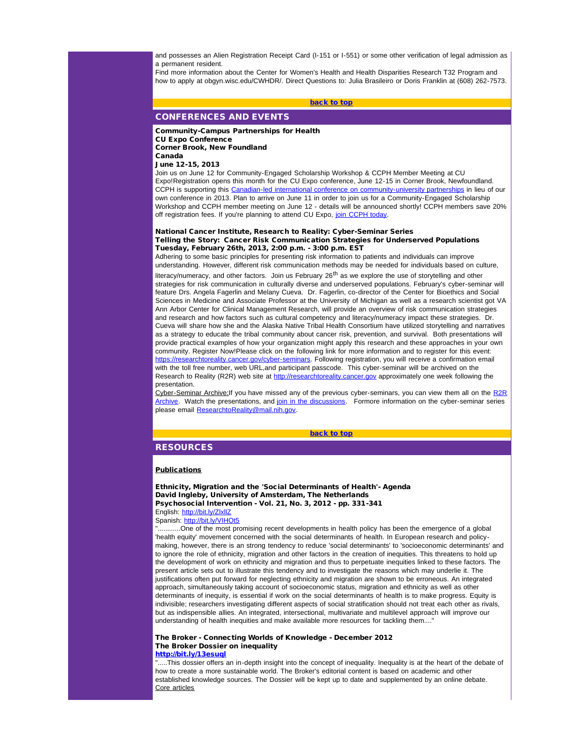and possesses an Alien Registration Receipt Card (I-151 or I-551) or some other verification of legal admission as a permanent resident.

Find more information about the Center for Women's Health and Health Disparities Research T32 Program and how to apply at obgyn.wisc.edu/CWHDR/. Direct Questions to: Julia Brasileiro or Doris Franklin at (608) 262-7573.

back to top

## CONFERENCES AND EVENTS

**Community-Campus Partnerships for Health**
**CU Expo Conference**
**Corner Brook, New Foundland**
**Canada**
**June 12-15, 2013**

Join us on June 12 for Community-Engaged Scholarship Workshop & CCPH Member Meeting at CU Expo!Registration opens this month for the CU Expo conference, June 12-15 in Corner Brook, Newfoundland. CCPH is supporting this Canadian-led international conference on community-university partnerships in lieu of our own conference in 2013. Plan to arrive on June 11 in order to join us for a Community-Engaged Scholarship Workshop and CCPH member meeting on June 12 - details will be announced shortly! CCPH members save 20% off registration fees. If you're planning to attend CU Expo, join CCPH today.

**National Cancer Institute, Research to Reality: Cyber-Seminar Series**
**Telling the Story: Cancer Risk Communication Strategies for Underserved Populations**
**Tuesday, February 26th, 2013, 2:00 p.m. - 3:00 p.m. EST**

Adhering to some basic principles for presenting risk information to patients and individuals can improve understanding. However, different risk communication methods may be needed for individuals based on culture, literacy/numeracy, and other factors. Join us February 26th as we explore the use of storytelling and other strategies for risk communication in culturally diverse and underserved populations. February's cyber-seminar will feature Drs. Angela Fagerlin and Melany Cueva. Dr. Fagerlin, co-director of the Center for Bioethics and Social Sciences in Medicine and Associate Professor at the University of Michigan as well as a research scientist got VA Ann Arbor Center for Clinical Management Research, will provide an overview of risk communication strategies and research and how factors such as cultural competency and literacy/numeracy impact these strategies. Dr. Cueva will share how she and the Alaska Native Tribal Health Consortium have utilized storytelling and narratives as a strategy to educate the tribal community about cancer risk, prevention, and survival. Both presentations will provide practical examples of how your organization might apply this research and these approaches in your own community. Register Now!Please click on the following link for more information and to register for this event: https://researchtoreality.cancer.gov/cyber-seminars. Following registration, you will receive a confirmation email with the toll free number, web URL,and participant passcode. This cyber-seminar will be archived on the Research to Reality (R2R) web site at http://researchtoreality.cancer.gov approximately one week following the presentation.

Cyber-Seminar Archive:If you have missed any of the previous cyber-seminars, you can view them all on the R2R Archive. Watch the presentations, and join in the discussions. Formore information on the cyber-seminar series please email ResearchtoReality@mail.nih.gov.

back to top

## RESOURCES

**Publications**

**Ethnicity, Migration and the 'Social Determinants of Health'- Agenda**
**David Ingleby, University of Amsterdam, The Netherlands**
**Psychosocial Intervention - Vol. 21, No. 3, 2012 - pp. 331-341**

English: http://bit.ly/ZlxllZ
Spanish: http://bit.ly/VIHOt5

"...........One of the most promising recent developments in health policy has been the emergence of a global 'health equity' movement concerned with the social determinants of health. In European research and policy-making, however, there is an strong tendency to reduce 'social determinants' to 'socioeconomic determinants' and to ignore the role of ethnicity, migration and other factors in the creation of inequities. This threatens to hold up the development of work on ethnicity and migration and thus to perpetuate inequities linked to these factors. The present article sets out to illustrate this tendency and to investigate the reasons which may underlie it. The justifications often put forward for neglecting ethnicity and migration are shown to be erroneous. An integrated approach, simultaneously taking account of socioeconomic status, migration and ethnicity as well as other determinants of inequity, is essential if work on the social determinants of health is to make progress. Equity is indivisible; researchers investigating different aspects of social stratification should not treat each other as rivals, but as indispensible allies. An integrated, intersectional, multivariate and multilevel approach will improve our understanding of health inequities and make available more resources for tackling them...."

**The Broker - Connecting Worlds of Knowledge - December 2012**
**The Broker Dossier on inequality**
**http://bit.ly/13esugl**

".....This dossier offers an in-depth insight into the concept of inequality. Inequality is at the heart of the debate of how to create a more sustainable world. The Broker's editorial content is based on academic and other established knowledge sources. The Dossier will be kept up to date and supplemented by an online debate.

Core articles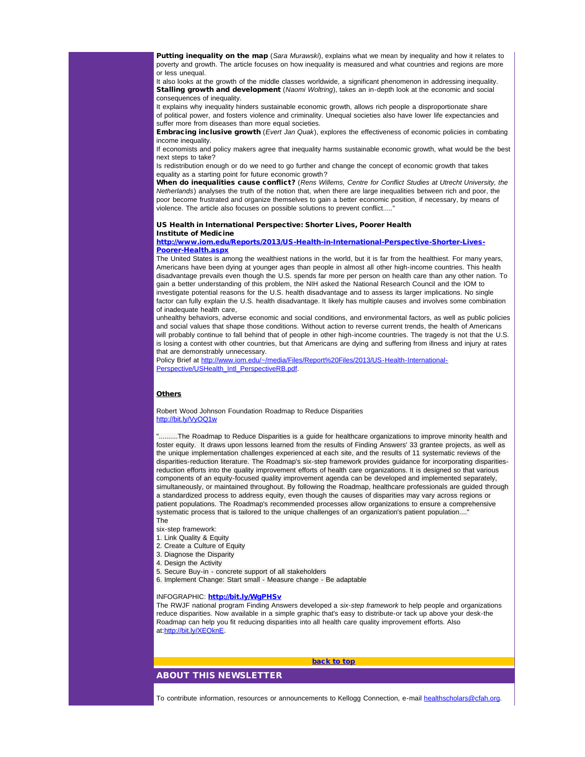**Putting inequality on the map** (*Sara Murawski*), explains what we mean by inequality and how it relates to poverty and growth. The article focuses on how inequality is measured and what countries and regions are more or less unequal.

It also looks at the growth of the middle classes worldwide, a significant phenomenon in addressing inequality.

**Stalling growth and development** (*Naomi Woltring*), takes an in-depth look at the economic and social consequences of inequality.

It explains why inequality hinders sustainable economic growth, allows rich people a disproportionate share of political power, and fosters violence and criminality. Unequal societies also have lower life expectancies and suffer more from diseases than more equal societies.

**Embracing inclusive growth** (*Evert Jan Quak*), explores the effectiveness of economic policies in combating income inequality.

If economists and policy makers agree that inequality harms sustainable economic growth, what would be the best next steps to take?

Is redistribution enough or do we need to go further and change the concept of economic growth that takes equality as a starting point for future economic growth?

**When do inequalities cause conflict?** (*Rens Willems, Centre for Conflict Studies at Utrecht University, the Netherlands*) analyses the truth of the notion that, when there are large inequalities between rich and poor, the poor become frustrated and organize themselves to gain a better economic position, if necessary, by means of violence. The article also focuses on possible solutions to prevent conflict....."

**US Health in International Perspective: Shorter Lives, Poorer Health**
**Institute of Medicine**
**http://www.iom.edu/Reports/2013/US-Health-in-International-Perspective-Shorter-Lives-Poorer-Health.aspx**

The United States is among the wealthiest nations in the world, but it is far from the healthiest. For many years, Americans have been dying at younger ages than people in almost all other high-income countries. This health disadvantage prevails even though the U.S. spends far more per person on health care than any other nation. To gain a better understanding of this problem, the NIH asked the National Research Council and the IOM to investigate potential reasons for the U.S. health disadvantage and to assess its larger implications. No single factor can fully explain the U.S. health disadvantage. It likely has multiple causes and involves some combination of inadequate health care,

unhealthy behaviors, adverse economic and social conditions, and environmental factors, as well as public policies and social values that shape those conditions. Without action to reverse current trends, the health of Americans will probably continue to fall behind that of people in other high-income countries. The tragedy is not that the U.S. is losing a contest with other countries, but that Americans are dying and suffering from illness and injury at rates that are demonstrably unnecessary.

Policy Brief at http://www.iom.edu/~/media/Files/Report%20Files/2013/US-Health-International-Perspective/USHealth_Intl_PerspectiveRB.pdf.

## Others

Robert Wood Johnson Foundation Roadmap to Reduce Disparities
http://bit.ly/VyOQ1w

"..........The Roadmap to Reduce Disparities is a guide for healthcare organizations to improve minority health and foster equity. It draws upon lessons learned from the results of Finding Answers' 33 grantee projects, as well as the unique implementation challenges experienced at each site, and the results of 11 systematic reviews of the disparities-reduction literature. The Roadmap's six-step framework provides guidance for incorporating disparities-reduction efforts into the quality improvement efforts of health care organizations. It is designed so that various components of an equity-focused quality improvement agenda can be developed and implemented separately, simultaneously, or maintained throughout. By following the Roadmap, healthcare professionals are guided through a standardized process to address equity, even though the causes of disparities may vary across regions or patient populations. The Roadmap's recommended processes allow organizations to ensure a comprehensive systematic process that is tailored to the unique challenges of an organization's patient population...."

The six-step framework:

1. Link Quality & Equity
2. Create a Culture of Equity
3. Diagnose the Disparity
4. Design the Activity
5. Secure Buy-in - concrete support of all stakeholders
6. Implement Change: Start small - Measure change - Be adaptable

INFOGRAPHIC: **http://bit.ly/WgPHSv**

The RWJF national program Finding Answers developed a *six-step framework* to help people and organizations reduce disparities. Now available in a simple graphic that's easy to distribute-or tack up above your desk-the Roadmap can help you fit reducing disparities into all health care quality improvement efforts. Also at:http://bit.ly/XEOknE.

**back to top**

## ABOUT THIS NEWSLETTER

To contribute information, resources or announcements to Kellogg Connection, e-mail healthscholars@cfah.org.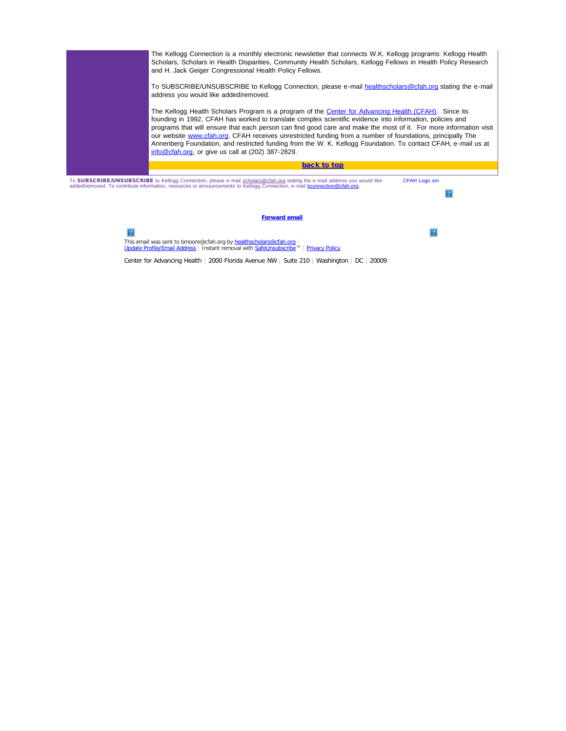The Kellogg Connection is a monthly electronic newsletter that connects W.K. Kellogg programs: Kellogg Health Scholars, Scholars in Health Disparities, Community Health Scholars, Kellogg Fellows in Health Policy Research and H. Jack Geiger Congressional Health Policy Fellows.

To SUBSCRIBE/UNSUBSCRIBE to Kellogg Connection, please e-mail healthscholars@cfah.org stating the e-mail address you would like added/removed.

The Kellogg Health Scholars Program is a program of the Center for Advancing Health (CFAH). Since its founding in 1992, CFAH has worked to translate complex scientific evidence into information, policies and programs that will ensure that each person can find good care and make the most of it. For more information visit our website www.cfah.org. CFAH receives unrestricted funding from a number of foundations, principally The Annenberg Foundation, and restricted funding from the W. K. Kellogg Foundation. To contact CFAH, e-mail us at info@cfah.org, or give us call at (202) 387-2829.

**back to top**

To **SUBSCRIBE/UNSUBSCRIBE** to Kellogg Connection, please e-mail scholars@cfah.org stating the e-mail address you would like added/removed. To contribute information, resources or announcements to Kellogg Connection, e-mail kconnection@cfah.org.

CFAH Logo sm

**Forward email**

This email was sent to bmoore@cfah.org by healthscholars@cfah.org | Update Profile/Email Address | Instant removal with SafeUnsubscribe™ | Privacy Policy.

Center for Advancing Health | 2000 Florida Avenue NW | Suite 210 | Washington | DC | 20009